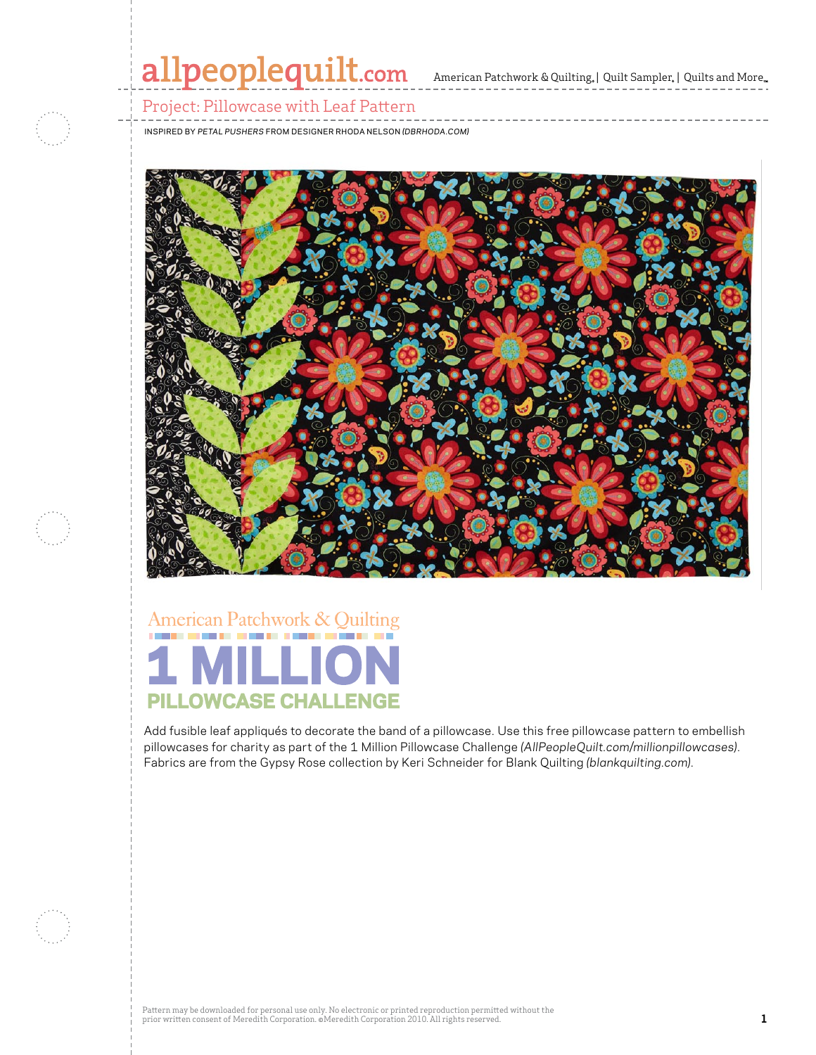allpeoplequilt.com American Patchwork & Quilting | Quilt Sampler | Quilts and More

# Project: Pillowcase with Leaf Pattern

INSPIRED BY *PETAL PUSHERS* FROM DESIGNER RHODA NELSON *(DBRHODA.COM)*

American Patchwork & Quilting

## 1 MILLION PILLOWCASE CHALLENGE

Add fusible leaf appliqués to decorate the band of a pillowcase. Use this free pillowcase pattern to embellish pillowcases for charity as part of the 1 Million Pillowcase Challenge *(AllPeopleQuilt.com/millionpillowcases)*. Fabrics are from the Gypsy Rose collection by Keri Schneider for Blank Quilting *(blankquilting.com)*.

Pattern may be downloaded for personal use only. No electronic or printed reproduction permitted without the prior written consent of Meredith Corporation. ©Meredith Corporation 2010. All rights reserved.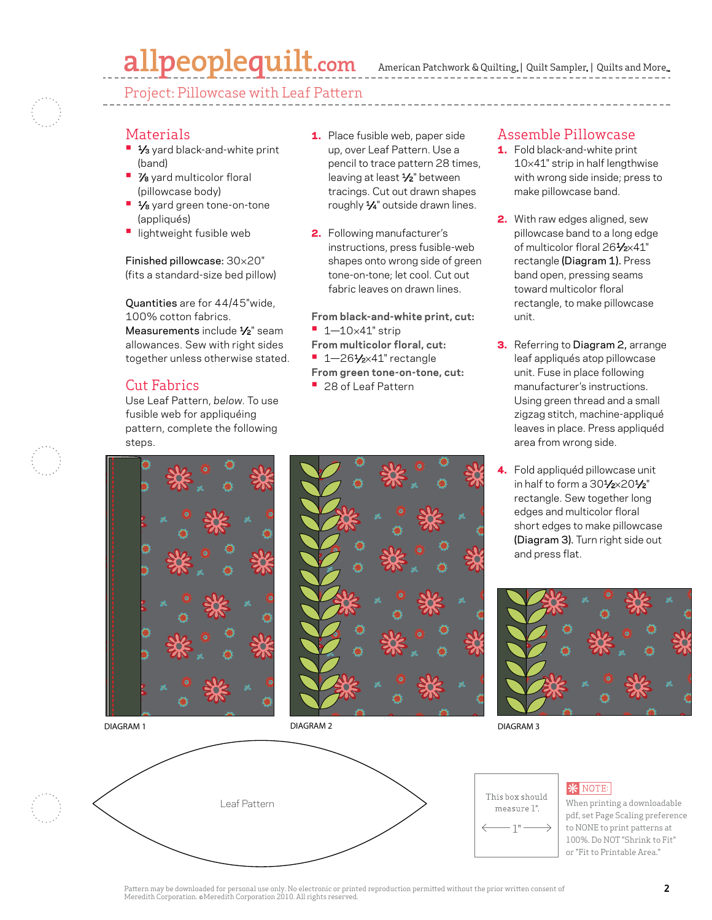## Project: Pillowcase with Leaf Pattern

## Materials

- ⅓ yard black-and-white print (band)
- ⅞ yard multicolor floral (pillowcase body)
- ⅛ yard green tone-on-tone (appliqués)
- lightweight fusible web

**Finished pillowcase:** 30×20" (fits a standard-size bed pillow)

**Quantities** are for 44/45"wide, 100% cotton fabrics.
**Measurements** include ½" seam allowances. Sew with right sides together unless otherwise stated.

## Cut Fabrics

Use Leaf Pattern, *below*. To use fusible web for appliquéing pattern, complete the following steps.

1. Place fusible web, paper side up, over Leaf Pattern. Use a pencil to trace pattern 28 times, leaving at least ½" between tracings. Cut out drawn shapes roughly ¼" outside drawn lines.
2. Following manufacturer's instructions, press fusible-web shapes onto wrong side of green tone-on-tone; let cool. Cut out fabric leaves on drawn lines.

**From black-and-white print, cut:**
- 1—10×41" strip

**From multicolor floral, cut:**
- 1—26½x41" rectangle

**From green tone-on-tone, cut:**
- 28 of Leaf Pattern

## Assemble Pillowcase

1. Fold black-and-white print 10×41" strip in half lengthwise with wrong side inside; press to make pillowcase band.
2. With raw edges aligned, sew pillowcase band to a long edge of multicolor floral 26½x41" rectangle (**Diagram 1**). Press band open, pressing seams toward multicolor floral rectangle, to make pillowcase unit.
3. Referring to **Diagram 2,** arrange leaf appliqués atop pillowcase unit. Fuse in place following manufacturer's instructions. Using green thread and a small zigzag stitch, machine-appliqué leaves in place. Press appliquéd area from wrong side.
4. Fold appliquéd pillowcase unit in half to form a 30½x20½" rectangle. Sew together long edges and multicolor floral short edges to make pillowcase (**Diagram 3**). Turn right side out and press flat.

DIAGRAM 1

DIAGRAM 2

DIAGRAM 3

Leaf Pattern

This box should measure 1".

1"

**NOTE:** When printing a downloadable pdf, set Page Scaling preference to NONE to print patterns at 100%. Do NOT "Shrink to Fit" or "Fit to Printable Area."

Pattern may be downloaded for personal use only. No electronic or printed reproduction permitted without the prior written consent of Meredith Corporation. ©Meredith Corporation 2010. All rights reserved.